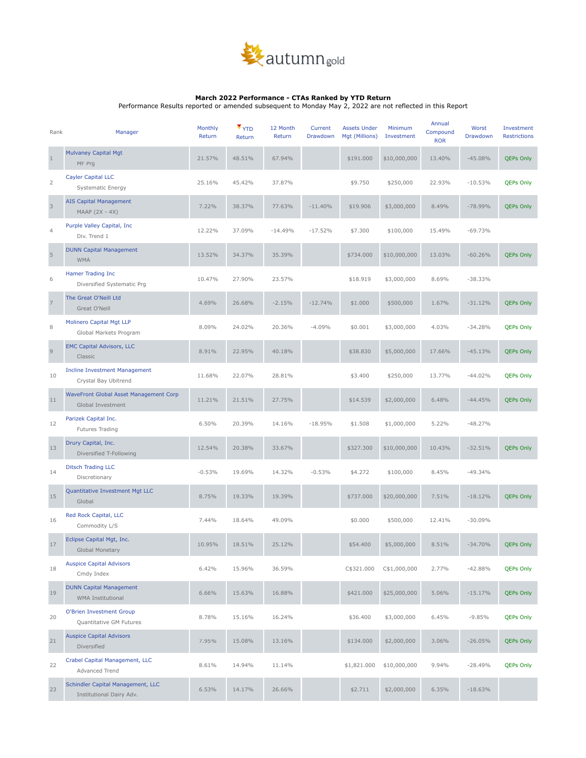autumn gold

**March 2022 Performance - CTAs Ranked by YTD Return**

Performance Results reported or amended subsequent to Monday May 2, 2022 are not reflected in this Report

| Rank | Manager | Monthly Return | YTD Return | 12 Month Return | Current Drawdown | Assets Under Mgt (Millions) | Minimum Investment | Annual Compound ROR | Worst Drawdown | Investment Restrictions |
|---|---|---|---|---|---|---|---|---|---|---|
| 1 | Mulvaney Capital Mgt<br>MF Prg | 21.57% | 48.51% | 67.94% | | $191.000 | $10,000,000 | 13.40% | -45.08% | QEPs Only |
| 2 | Cayler Capital LLC<br>Systematic Energy | 25.16% | 45.42% | 37.87% | | $9.750 | $250,000 | 22.93% | -10.53% | QEPs Only |
| 3 | AIS Capital Management<br>MAAP (2X - 4X) | 7.22% | 38.37% | 77.63% | -11.40% | $19.906 | $3,000,000 | 8.49% | -78.99% | QEPs Only |
| 4 | Purple Valley Capital, Inc<br>Div. Trend 1 | 12.22% | 37.09% | -14.49% | -17.52% | $7.300 | $100,000 | 15.49% | -69.73% | |
| 5 | DUNN Capital Management<br>WMA | 13.52% | 34.37% | 35.39% | | $734.000 | $10,000,000 | 13.03% | -60.26% | QEPs Only |
| 6 | Hamer Trading Inc<br>Diversified Systematic Prg | 10.47% | 27.90% | 23.57% | | $18.919 | $3,000,000 | 8.69% | -38.33% | |
| 7 | The Great O'Neill Ltd<br>Great O'Neill | 4.69% | 26.68% | -2.15% | -12.74% | $1.000 | $500,000 | 1.67% | -31.12% | QEPs Only |
| 8 | Molinero Capital Mgt LLP<br>Global Markets Program | 8.09% | 24.02% | 20.36% | -4.09% | $0.001 | $3,000,000 | 4.03% | -34.28% | QEPs Only |
| 9 | EMC Capital Advisors, LLC<br>Classic | 8.91% | 22.95% | 40.18% | | $38.830 | $5,000,000 | 17.66% | -45.13% | QEPs Only |
| 10 | Incline Investment Management<br>Crystal Bay Ubitrend | 11.68% | 22.07% | 28.81% | | $3.400 | $250,000 | 13.77% | -44.02% | QEPs Only |
| 11 | WaveFront Global Asset Management Corp<br>Global Investment | 11.21% | 21.51% | 27.75% | | $14.539 | $2,000,000 | 6.48% | -44.45% | QEPs Only |
| 12 | Parizek Capital Inc.<br>Futures Trading | 6.50% | 20.39% | 14.16% | -18.95% | $1.508 | $1,000,000 | 5.22% | -48.27% | |
| 13 | Drury Capital, Inc.<br>Diversified T-Following | 12.54% | 20.38% | 33.67% | | $327.300 | $10,000,000 | 10.43% | -32.51% | QEPs Only |
| 14 | Ditsch Trading LLC<br>Discretionary | -0.53% | 19.69% | 14.32% | -0.53% | $4.272 | $100,000 | 8.45% | -49.34% | |
| 15 | Quantitative Investment Mgt LLC<br>Global | 8.75% | 19.33% | 19.39% | | $737.000 | $20,000,000 | 7.51% | -18.12% | QEPs Only |
| 16 | Red Rock Capital, LLC<br>Commodity L/S | 7.44% | 18.64% | 49.09% | | $0.000 | $500,000 | 12.41% | -30.09% | |
| 17 | Eclipse Capital Mgt, Inc.<br>Global Monetary | 10.95% | 18.51% | 25.12% | | $54.400 | $5,000,000 | 8.51% | -34.70% | QEPs Only |
| 18 | Auspice Capital Advisors<br>Cmdy Index | 6.42% | 15.96% | 36.59% | | C$321.000 | C$1,000,000 | 2.77% | -42.88% | QEPs Only |
| 19 | DUNN Capital Management<br>WMA Institutional | 6.66% | 15.63% | 16.88% | | $421.000 | $25,000,000 | 5.06% | -15.17% | QEPs Only |
| 20 | O'Brien Investment Group<br>Quantitative GM Futures | 8.78% | 15.16% | 16.24% | | $36.400 | $3,000,000 | 6.45% | -9.85% | QEPs Only |
| 21 | Auspice Capital Advisors<br>Diversified | 7.95% | 15.08% | 13.16% | | $134.000 | $2,000,000 | 3.06% | -26.05% | QEPs Only |
| 22 | Crabel Capital Management, LLC<br>Advanced Trend | 8.61% | 14.94% | 11.14% | | $1,821.000 | $10,000,000 | 9.94% | -28.49% | QEPs Only |
| 23 | Schindler Capital Management, LLC<br>Institutional Dairy Adv. | 6.53% | 14.17% | 26.66% | | $2.711 | $2,000,000 | 6.35% | -18.63% | |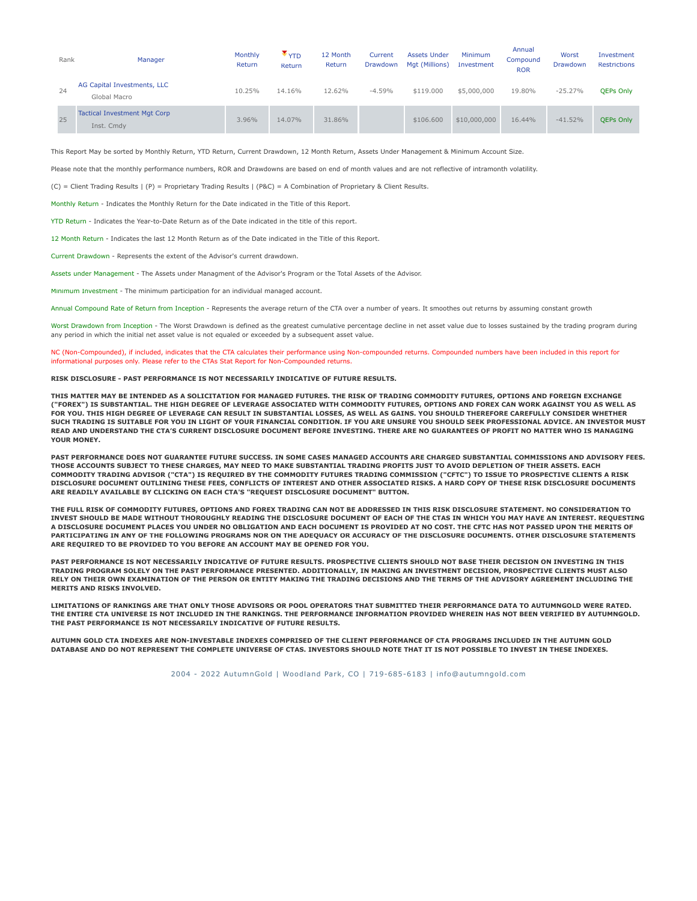| Rank | Manager | Monthly Return | YTD Return | 12 Month Return | Current Drawdown | Assets Under Mgt (Millions) | Minimum Investment | Annual Compound ROR | Worst Drawdown | Investment Restrictions |
|---|---|---|---|---|---|---|---|---|---|---|
| 24 | AG Capital Investments, LLC<br>Global Macro | 10.25% | 14.16% | 12.62% | -4.59% | $119.000 | $5,000,000 | 19.80% | -25.27% | QEPs Only |
| 25 | Tactical Investment Mgt Corp<br>Inst. Cmdy | 3.96% | 14.07% | 31.86% | | $106.600 | $10,000,000 | 16.44% | -41.52% | QEPs Only |

This Report May be sorted by Monthly Return, YTD Return, Current Drawdown, 12 Month Return, Assets Under Management & Minimum Account Size.

Please note that the monthly performance numbers, ROR and Drawdowns are based on end of month values and are not reflective of intramonth volatility.

(C) = Client Trading Results | (P) = Proprietary Trading Results | (P&C) = A Combination of Proprietary & Client Results.

Monthly Return - Indicates the Monthly Return for the Date indicated in the Title of this Report.

YTD Return - Indicates the Year-to-Date Return as of the Date indicated in the title of this report.

12 Month Return - Indicates the last 12 Month Return as of the Date indicated in the Title of this Report.

Current Drawdown - Represents the extent of the Advisor's current drawdown.

Assets under Management - The Assets under Managment of the Advisor's Program or the Total Assets of the Advisor.

Minimum Investment - The minimum participation for an individual managed account.

Annual Compound Rate of Return from Inception - Represents the average return of the CTA over a number of years. It smoothes out returns by assuming constant growth

Worst Drawdown from Inception - The Worst Drawdown is defined as the greatest cumulative percentage decline in net asset value due to losses sustained by the trading program during any period in which the initial net asset value is not equaled or exceeded by a subsequent asset value.

NC (Non-Compounded), if included, indicates that the CTA calculates their performance using Non-compounded returns. Compounded numbers have been included in this report for informational purposes only. Please refer to the CTAs Stat Report for Non-Compounded returns.

**RISK DISCLOSURE - PAST PERFORMANCE IS NOT NECESSARILY INDICATIVE OF FUTURE RESULTS.**

**THIS MATTER MAY BE INTENDED AS A SOLICITATION FOR MANAGED FUTURES. THE RISK OF TRADING COMMODITY FUTURES, OPTIONS AND FOREIGN EXCHANGE ("FOREX") IS SUBSTANTIAL. THE HIGH DEGREE OF LEVERAGE ASSOCIATED WITH COMMODITY FUTURES, OPTIONS AND FOREX CAN WORK AGAINST YOU AS WELL AS FOR YOU. THIS HIGH DEGREE OF LEVERAGE CAN RESULT IN SUBSTANTIAL LOSSES, AS WELL AS GAINS. YOU SHOULD THEREFORE CAREFULLY CONSIDER WHETHER SUCH TRADING IS SUITABLE FOR YOU IN LIGHT OF YOUR FINANCIAL CONDITION. IF YOU ARE UNSURE YOU SHOULD SEEK PROFESSIONAL ADVICE. AN INVESTOR MUST READ AND UNDERSTAND THE CTA'S CURRENT DISCLOSURE DOCUMENT BEFORE INVESTING. THERE ARE NO GUARANTEES OF PROFIT NO MATTER WHO IS MANAGING YOUR MONEY.**

**PAST PERFORMANCE DOES NOT GUARANTEE FUTURE SUCCESS. IN SOME CASES MANAGED ACCOUNTS ARE CHARGED SUBSTANTIAL COMMISSIONS AND ADVISORY FEES. THOSE ACCOUNTS SUBJECT TO THESE CHARGES, MAY NEED TO MAKE SUBSTANTIAL TRADING PROFITS JUST TO AVOID DEPLETION OF THEIR ASSETS. EACH COMMODITY TRADING ADVISOR ("CTA") IS REQUIRED BY THE COMMODITY FUTURES TRADING COMMISSION ("CFTC") TO ISSUE TO PROSPECTIVE CLIENTS A RISK DISCLOSURE DOCUMENT OUTLINING THESE FEES, CONFLICTS OF INTEREST AND OTHER ASSOCIATED RISKS. A HARD COPY OF THESE RISK DISCLOSURE DOCUMENTS ARE READILY AVAILABLE BY CLICKING ON EACH CTA'S "REQUEST DISCLOSURE DOCUMENT" BUTTON.**

**THE FULL RISK OF COMMODITY FUTURES, OPTIONS AND FOREX TRADING CAN NOT BE ADDRESSED IN THIS RISK DISCLOSURE STATEMENT. NO CONSIDERATION TO INVEST SHOULD BE MADE WITHOUT THOROUGHLY READING THE DISCLOSURE DOCUMENT OF EACH OF THE CTAS IN WHICH YOU MAY HAVE AN INTEREST. REQUESTING A DISCLOSURE DOCUMENT PLACES YOU UNDER NO OBLIGATION AND EACH DOCUMENT IS PROVIDED AT NO COST. THE CFTC HAS NOT PASSED UPON THE MERITS OF PARTICIPATING IN ANY OF THE FOLLOWING PROGRAMS NOR ON THE ADEQUACY OR ACCURACY OF THE DISCLOSURE DOCUMENTS. OTHER DISCLOSURE STATEMENTS ARE REQUIRED TO BE PROVIDED TO YOU BEFORE AN ACCOUNT MAY BE OPENED FOR YOU.**

**PAST PERFORMANCE IS NOT NECESSARILY INDICATIVE OF FUTURE RESULTS. PROSPECTIVE CLIENTS SHOULD NOT BASE THEIR DECISION ON INVESTING IN THIS TRADING PROGRAM SOLELY ON THE PAST PERFORMANCE PRESENTED. ADDITIONALLY, IN MAKING AN INVESTMENT DECISION, PROSPECTIVE CLIENTS MUST ALSO RELY ON THEIR OWN EXAMINATION OF THE PERSON OR ENTITY MAKING THE TRADING DECISIONS AND THE TERMS OF THE ADVISORY AGREEMENT INCLUDING THE MERITS AND RISKS INVOLVED.**

**LIMITATIONS OF RANKINGS ARE THAT ONLY THOSE ADVISORS OR POOL OPERATORS THAT SUBMITTED THEIR PERFORMANCE DATA TO AUTUMNGOLD WERE RATED. THE ENTIRE CTA UNIVERSE IS NOT INCLUDED IN THE RANKINGS. THE PERFORMANCE INFORMATION PROVIDED WHEREIN HAS NOT BEEN VERIFIED BY AUTUMNGOLD. THE PAST PERFORMANCE IS NOT NECESSARILY INDICATIVE OF FUTURE RESULTS.**

**AUTUMN GOLD CTA INDEXES ARE NON-INVESTABLE INDEXES COMPRISED OF THE CLIENT PERFORMANCE OF CTA PROGRAMS INCLUDED IN THE AUTUMN GOLD DATABASE AND DO NOT REPRESENT THE COMPLETE UNIVERSE OF CTAS. INVESTORS SHOULD NOTE THAT IT IS NOT POSSIBLE TO INVEST IN THESE INDEXES.**

2004 - 2022 AutumnGold | Woodland Park, CO | 719-685-6183 | info@autumngold.com